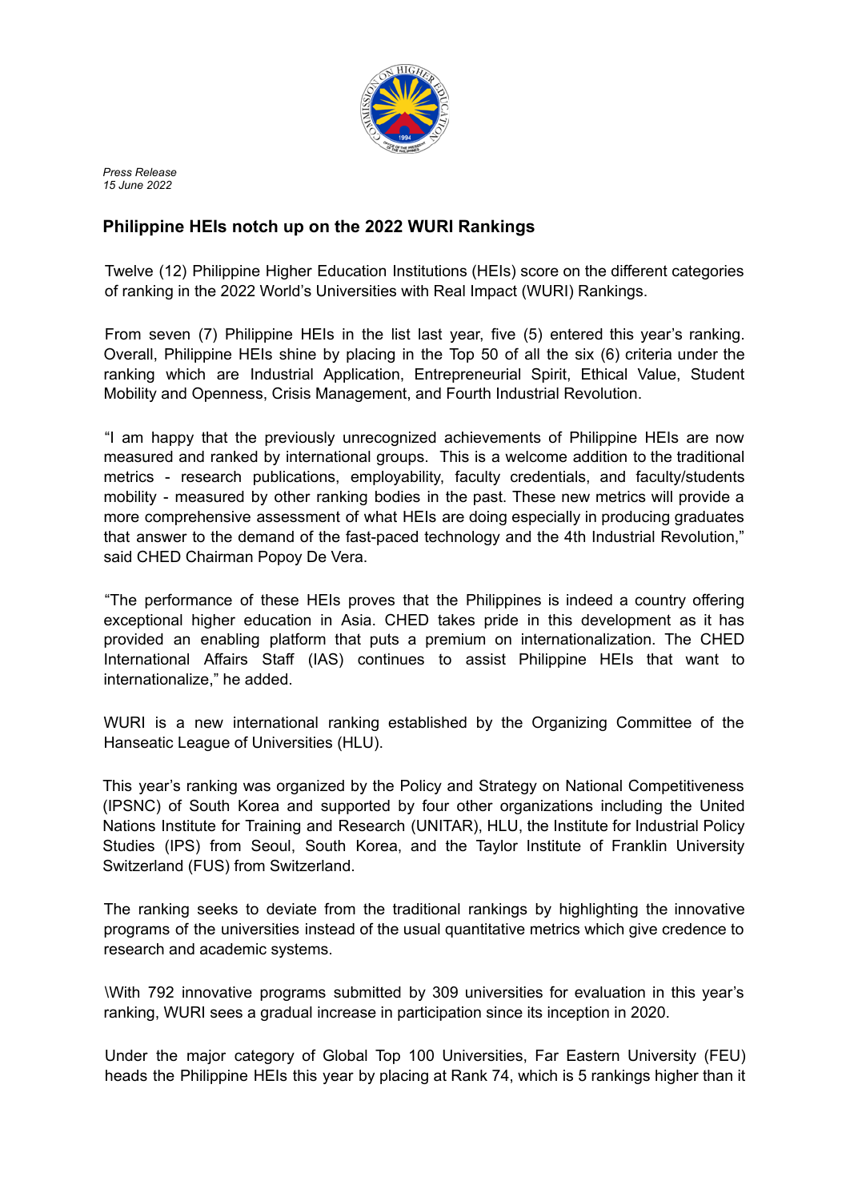*Press Release*
*15 June 2022*

## Philippine HEIs notch up on the 2022 WURI Rankings

Twelve (12) Philippine Higher Education Institutions (HEIs) score on the different categories of ranking in the 2022 World's Universities with Real Impact (WURI) Rankings.

From seven (7) Philippine HEIs in the list last year, five (5) entered this year's ranking. Overall, Philippine HEIs shine by placing in the Top 50 of all the six (6) criteria under the ranking which are Industrial Application, Entrepreneurial Spirit, Ethical Value, Student Mobility and Openness, Crisis Management, and Fourth Industrial Revolution.

"I am happy that the previously unrecognized achievements of Philippine HEIs are now measured and ranked by international groups. This is a welcome addition to the traditional metrics - research publications, employability, faculty credentials, and faculty/students mobility - measured by other ranking bodies in the past. These new metrics will provide a more comprehensive assessment of what HEIs are doing especially in producing graduates that answer to the demand of the fast-paced technology and the 4th Industrial Revolution," said CHED Chairman Popoy De Vera.

"The performance of these HEIs proves that the Philippines is indeed a country offering exceptional higher education in Asia. CHED takes pride in this development as it has provided an enabling platform that puts a premium on internationalization. The CHED International Affairs Staff (IAS) continues to assist Philippine HEIs that want to internationalize," he added.

WURI is a new international ranking established by the Organizing Committee of the Hanseatic League of Universities (HLU).

This year's ranking was organized by the Policy and Strategy on National Competitiveness (IPSNC) of South Korea and supported by four other organizations including the United Nations Institute for Training and Research (UNITAR), HLU, the Institute for Industrial Policy Studies (IPS) from Seoul, South Korea, and the Taylor Institute of Franklin University Switzerland (FUS) from Switzerland.

The ranking seeks to deviate from the traditional rankings by highlighting the innovative programs of the universities instead of the usual quantitative metrics which give credence to research and academic systems.

\With 792 innovative programs submitted by 309 universities for evaluation in this year's ranking, WURI sees a gradual increase in participation since its inception in 2020.

Under the major category of Global Top 100 Universities, Far Eastern University (FEU) heads the Philippine HEIs this year by placing at Rank 74, which is 5 rankings higher than it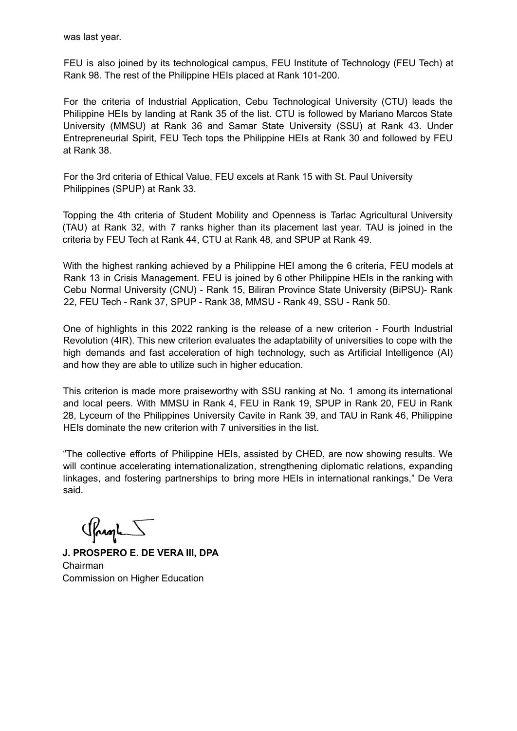was last year.

FEU is also joined by its technological campus, FEU Institute of Technology (FEU Tech) at Rank 98. The rest of the Philippine HEIs placed at Rank 101-200.

For the criteria of Industrial Application, Cebu Technological University (CTU) leads the Philippine HEIs by landing at Rank 35 of the list. CTU is followed by Mariano Marcos State University (MMSU) at Rank 36 and Samar State University (SSU) at Rank 43. Under Entrepreneurial Spirit, FEU Tech tops the Philippine HEIs at Rank 30 and followed by FEU at Rank 38.

For the 3rd criteria of Ethical Value, FEU excels at Rank 15 with St. Paul University Philippines (SPUP) at Rank 33.

Topping the 4th criteria of Student Mobility and Openness is Tarlac Agricultural University (TAU) at Rank 32, with 7 ranks higher than its placement last year. TAU is joined in the criteria by FEU Tech at Rank 44, CTU at Rank 48, and SPUP at Rank 49.

With the highest ranking achieved by a Philippine HEI among the 6 criteria, FEU models at Rank 13 in Crisis Management. FEU is joined by 6 other Philippine HEIs in the ranking with Cebu Normal University (CNU) - Rank 15, Biliran Province State University (BiPSU)- Rank 22, FEU Tech - Rank 37, SPUP - Rank 38, MMSU - Rank 49, SSU - Rank 50.

One of highlights in this 2022 ranking is the release of a new criterion - Fourth Industrial Revolution (4IR). This new criterion evaluates the adaptability of universities to cope with the high demands and fast acceleration of high technology, such as Artificial Intelligence (AI) and how they are able to utilize such in higher education.

This criterion is made more praiseworthy with SSU ranking at No. 1 among its international and local peers. With MMSU in Rank 4, FEU in Rank 19, SPUP in Rank 20, FEU in Rank 28, Lyceum of the Philippines University Cavite in Rank 39, and TAU in Rank 46, Philippine HEIs dominate the new criterion with 7 universities in the list.

"The collective efforts of Philippine HEIs, assisted by CHED, are now showing results. We will continue accelerating internationalization, strengthening diplomatic relations, expanding linkages, and fostering partnerships to bring more HEIs in international rankings," De Vera said.

**J. PROSPERO E. DE VERA III, DPA**
Chairman
Commission on Higher Education